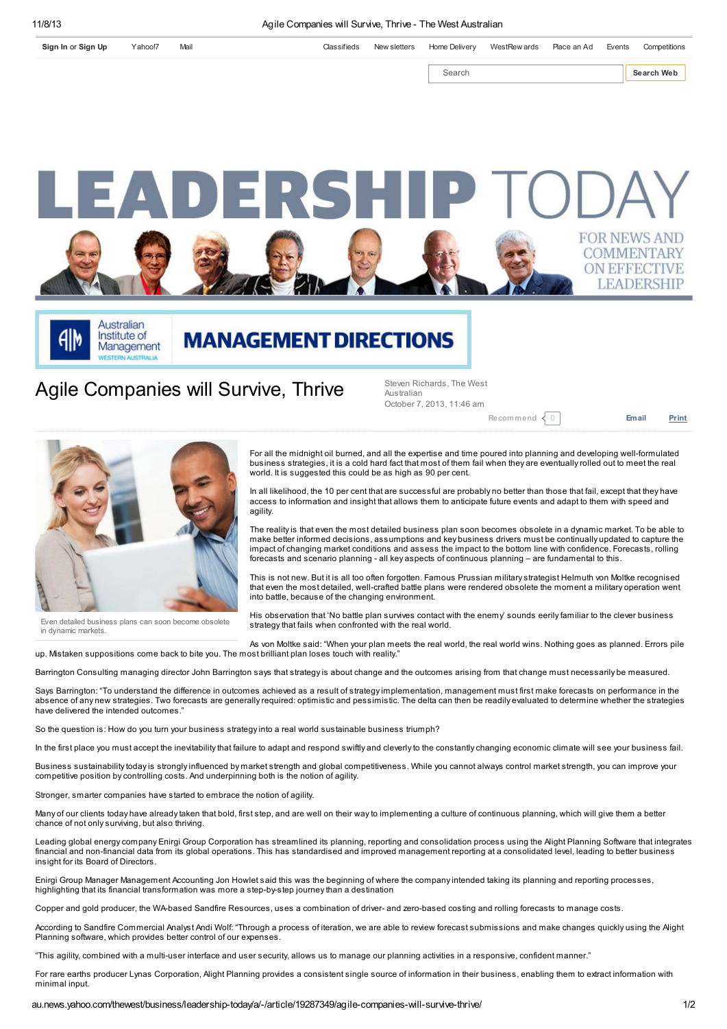# Agile Companies will Survive, Thrive

Steven Richards, The West Australian
October 7, 2013, 11:46 am

Even detailed business plans can soon become obsolete in dynamic markets.

For all the midnight oil burned, and all the expertise and time poured into planning and developing well-formulated business strategies, it is a cold hard fact that most of them fail when they are eventually rolled out to meet the real world. It is suggested this could be as high as 90 per cent.

In all likelihood, the 10 per cent that are successful are probably no better than those that fail, except that they have access to information and insight that allows them to anticipate future events and adapt to them with speed and agility.

The reality is that even the most detailed business plan soon becomes obsolete in a dynamic market. To be able to make better informed decisions, assumptions and key business drivers must be continually updated to capture the impact of changing market conditions and assess the impact to the bottom line with confidence. Forecasts, rolling forecasts and scenario planning - all key aspects of continuous planning – are fundamental to this.

This is not new. But it is all too often forgotten. Famous Prussian military strategist Helmuth von Moltke recognised that even the most detailed, well-crafted battle plans were rendered obsolete the moment a military operation went into battle, because of the changing environment.

His observation that 'No battle plan survives contact with the enemy' sounds eerily familiar to the clever business strategy that fails when confronted with the real world.

As von Moltke said: "When your plan meets the real world, the real world wins. Nothing goes as planned. Errors pile up. Mistaken suppositions come back to bite you. The most brilliant plan loses touch with reality."

Barrington Consulting managing director John Barrington says that strategy is about change and the outcomes arising from that change must necessarily be measured.

Says Barrington: "To understand the difference in outcomes achieved as a result of strategy implementation, management must first make forecasts on performance in the absence of any new strategies. Two forecasts are generally required: optimistic and pessimistic. The delta can then be readily evaluated to determine whether the strategies have delivered the intended outcomes."

So the question is: How do you turn your business strategy into a real world sustainable business triumph?

In the first place you must accept the inevitability that failure to adapt and respond swiftly and cleverly to the constantly changing economic climate will see your business fail.

Business sustainability today is strongly influenced by market strength and global competitiveness. While you cannot always control market strength, you can improve your competitive position by controlling costs. And underpinning both is the notion of agility.

Stronger, smarter companies have started to embrace the notion of agility.

Many of our clients today have already taken that bold, first step, and are well on their way to implementing a culture of continuous planning, which will give them a better chance of not only surviving, but also thriving.

Leading global energy company Enirgi Group Corporation has streamlined its planning, reporting and consolidation process using the Alight Planning Software that integrates financial and non-financial data from its global operations. This has standardised and improved management reporting at a consolidated level, leading to better business insight for its Board of Directors.

Enirgi Group Manager Management Accounting Jon Howlet said this was the beginning of where the company intended taking its planning and reporting processes, highlighting that its financial transformation was more a step-by-step journey than a destination

Copper and gold producer, the WA-based Sandfire Resources, uses a combination of driver- and zero-based costing and rolling forecasts to manage costs.

According to Sandfire Commercial Analyst Andi Wolf: "Through a process of iteration, we are able to review forecast submissions and make changes quickly using the Alight Planning software, which provides better control of our expenses.

"This agility, combined with a multi-user interface and user security, allows us to manage our planning activities in a responsive, confident manner."

For rare earths producer Lynas Corporation, Alight Planning provides a consistent single source of information in their business, enabling them to extract information with minimal input.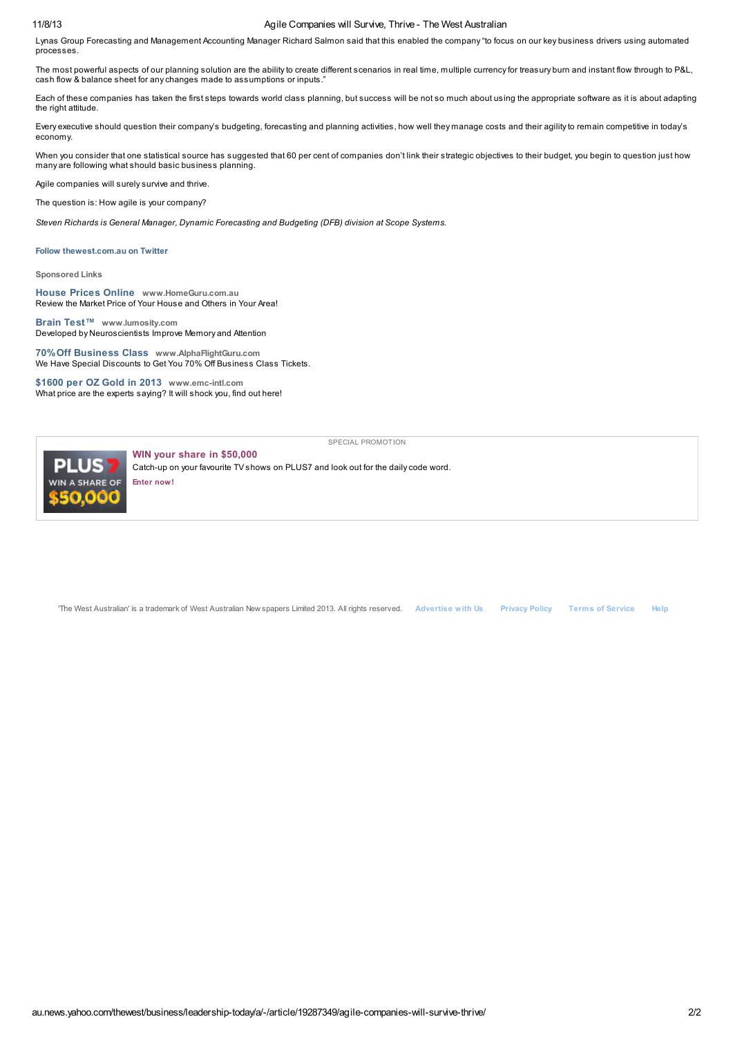Lynas Group Forecasting and Management Accounting Manager Richard Salmon said that this enabled the company "to focus on our key business drivers using automated processes.

The most powerful aspects of our planning solution are the ability to create different scenarios in real time, multiple currency for treasury burn and instant flow through to P&L, cash flow & balance sheet for any changes made to assumptions or inputs."

Each of these companies has taken the first steps towards world class planning, but success will be not so much about using the appropriate software as it is about adapting the right attitude.

Every executive should question their company's budgeting, forecasting and planning activities, how well they manage costs and their agility to remain competitive in today's economy.

When you consider that one statistical source has suggested that 60 per cent of companies don't link their strategic objectives to their budget, you begin to question just how many are following what should basic business planning.

Agile companies will surely survive and thrive.

The question is: How agile is your company?

*Steven Richards is General Manager, Dynamic Forecasting and Budgeting (DFB) division at Scope Systems.*

**Follow thewest.com.au on Twitter**

**Sponsored Links**

**House Prices Online** www.HomeGuru.com.au
Review the Market Price of Your House and Others in Your Area!

**Brain Test™** www.lumosity.com
Developed by Neuroscientists Improve Memory and Attention

**70% Off Business Class** www.AlphaFlightGuru.com
We Have Special Discounts to Get You 70% Off Business Class Tickets.

**$1600 per OZ Gold in 2013** www.emc-intl.com
What price are the experts saying? It will shock you, find out here!

SPECIAL PROMOTION

PLUS7 WIN A SHARE OF $50,000

**WIN your share in $50,000**
Catch-up on your favourite TV shows on PLUS7 and look out for the daily code word.
**Enter now!**

'The West Australian' is a trademark of West Australian Newspapers Limited 2013. All rights reserved. Advertise with Us Privacy Policy Terms of Service Help